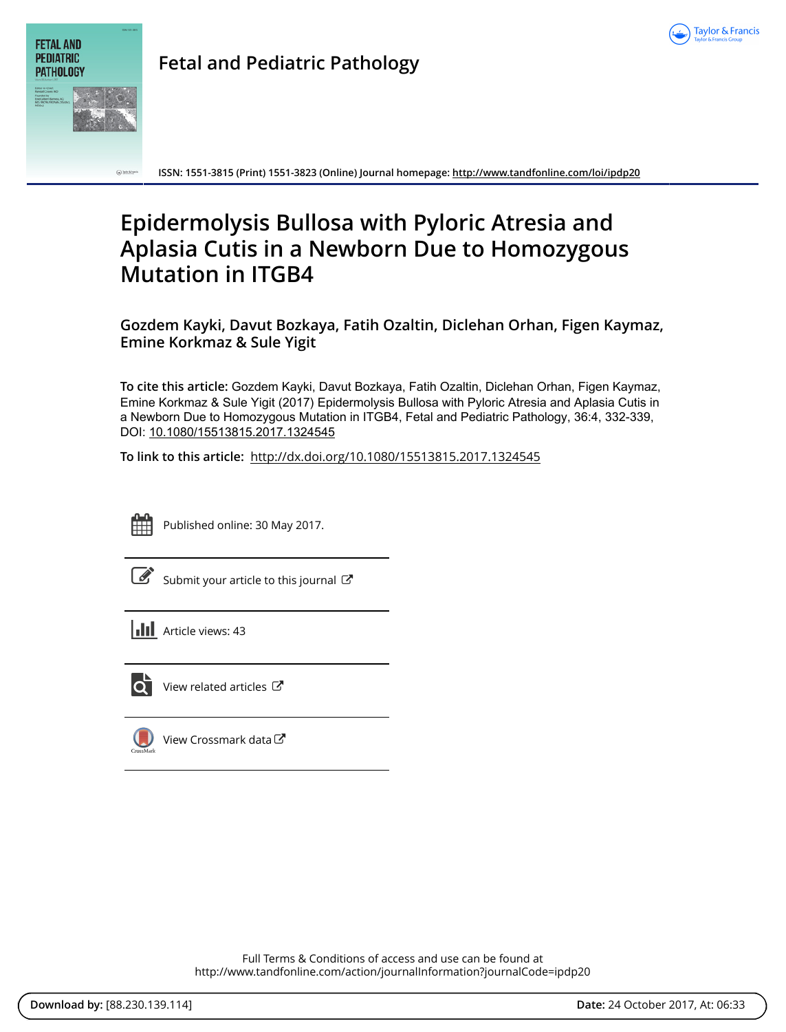# Fetal and Pediatric Pathology

ISSN: 1551-3815 (Print) 1551-3823 (Online) Journal homepage: http://www.tandfonline.com/loi/ipdp20

# Epidermolysis Bullosa with Pyloric Atresia and Aplasia Cutis in a Newborn Due to Homozygous Mutation in ITGB4

**Gozdem Kayki, Davut Bozkaya, Fatih Ozaltin, Diclehan Orhan, Figen Kaymaz, Emine Korkmaz & Sule Yigit**

**To cite this article:** Gozdem Kayki, Davut Bozkaya, Fatih Ozaltin, Diclehan Orhan, Figen Kaymaz, Emine Korkmaz & Sule Yigit (2017) Epidermolysis Bullosa with Pyloric Atresia and Aplasia Cutis in a Newborn Due to Homozygous Mutation in ITGB4, Fetal and Pediatric Pathology, 36:4, 332-339, DOI: 10.1080/15513815.2017.1324545

**To link to this article:** http://dx.doi.org/10.1080/15513815.2017.1324545

Published online: 30 May 2017.

Submit your article to this journal

Article views: 43

View related articles

View Crossmark data

Full Terms & Conditions of access and use can be found at
http://www.tandfonline.com/action/journalInformation?journalCode=ipdp20

**Download by:** [88.230.139.114] **Date:** 24 October 2017, At: 06:33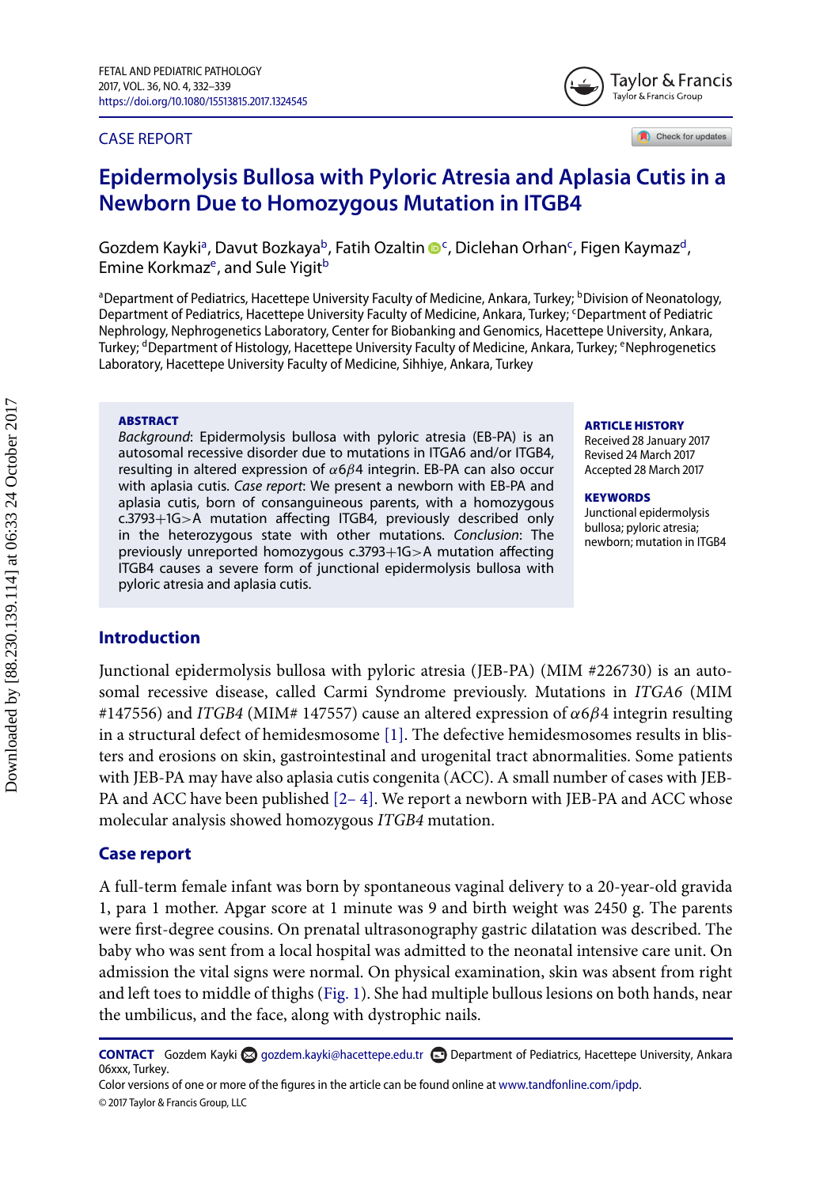CASE REPORT

# Epidermolysis Bullosa with Pyloric Atresia and Aplasia Cutis in a Newborn Due to Homozygous Mutation in ITGB4

Gozdem Kayki[a], Davut Bozkaya[b], Fatih Ozaltin[c], Diclehan Orhan[c], Figen Kaymaz[d], Emine Korkmaz[e], and Sule Yigit[b]

[a]Department of Pediatrics, Hacettepe University Faculty of Medicine, Ankara, Turkey; [b]Division of Neonatology, Department of Pediatrics, Hacettepe University Faculty of Medicine, Ankara, Turkey; [c]Department of Pediatric Nephrology, Nephrogenetics Laboratory, Center for Biobanking and Genomics, Hacettepe University, Ankara, Turkey; [d]Department of Histology, Hacettepe University Faculty of Medicine, Ankara, Turkey; [e]Nephrogenetics Laboratory, Hacettepe University Faculty of Medicine, Sihhiye, Ankara, Turkey

**ABSTRACT**

*Background*: Epidermolysis bullosa with pyloric atresia (EB-PA) is an autosomal recessive disorder due to mutations in ITGA6 and/or ITGB4, resulting in altered expression of $\alpha6\beta4$ integrin. EB-PA can also occur with aplasia cutis. *Case report*: We present a newborn with EB-PA and aplasia cutis, born of consanguineous parents, with a homozygous c.3793+1G>A mutation affecting ITGB4, previously described only in the heterozygous state with other mutations. *Conclusion*: The previously unreported homozygous c.3793+1G>A mutation affecting ITGB4 causes a severe form of junctional epidermolysis bullosa with pyloric atresia and aplasia cutis.

**ARTICLE HISTORY**

Received 28 January 2017
Revised 24 March 2017
Accepted 28 March 2017

**KEYWORDS**

Junctional epidermolysis bullosa; pyloric atresia; newborn; mutation in ITGB4

## Introduction

Junctional epidermolysis bullosa with pyloric atresia (JEB-PA) (MIM #226730) is an autosomal recessive disease, called Carmi Syndrome previously. Mutations in *ITGA6* (MIM #147556) and *ITGB4* (MIM# 147557) cause an altered expression of $\alpha6\beta4$ integrin resulting in a structural defect of hemidesmosome [1]. The defective hemidesmosomes results in blisters and erosions on skin, gastrointestinal and urogenital tract abnormalities. Some patients with JEB-PA may have also aplasia cutis congenita (ACC). A small number of cases with JEB-PA and ACC have been published [2–4]. We report a newborn with JEB-PA and ACC whose molecular analysis showed homozygous *ITGB4* mutation.

## Case report

A full-term female infant was born by spontaneous vaginal delivery to a 20-year-old gravida 1, para 1 mother. Apgar score at 1 minute was 9 and birth weight was 2450 g. The parents were first-degree cousins. On prenatal ultrasonography gastric dilatation was described. The baby who was sent from a local hospital was admitted to the neonatal intensive care unit. On admission the vital signs were normal. On physical examination, skin was absent from right and left toes to middle of thighs (Fig. 1). She had multiple bullous lesions on both hands, near the umbilicus, and the face, along with dystrophic nails.

**CONTACT** Gozdem Kayki gozdem.kayki@hacettepe.edu.tr Department of Pediatrics, Hacettepe University, Ankara 06xxx, Turkey.

Color versions of one or more of the figures in the article can be found online at www.tandfonline.com/ipdp.

© 2017 Taylor & Francis Group, LLC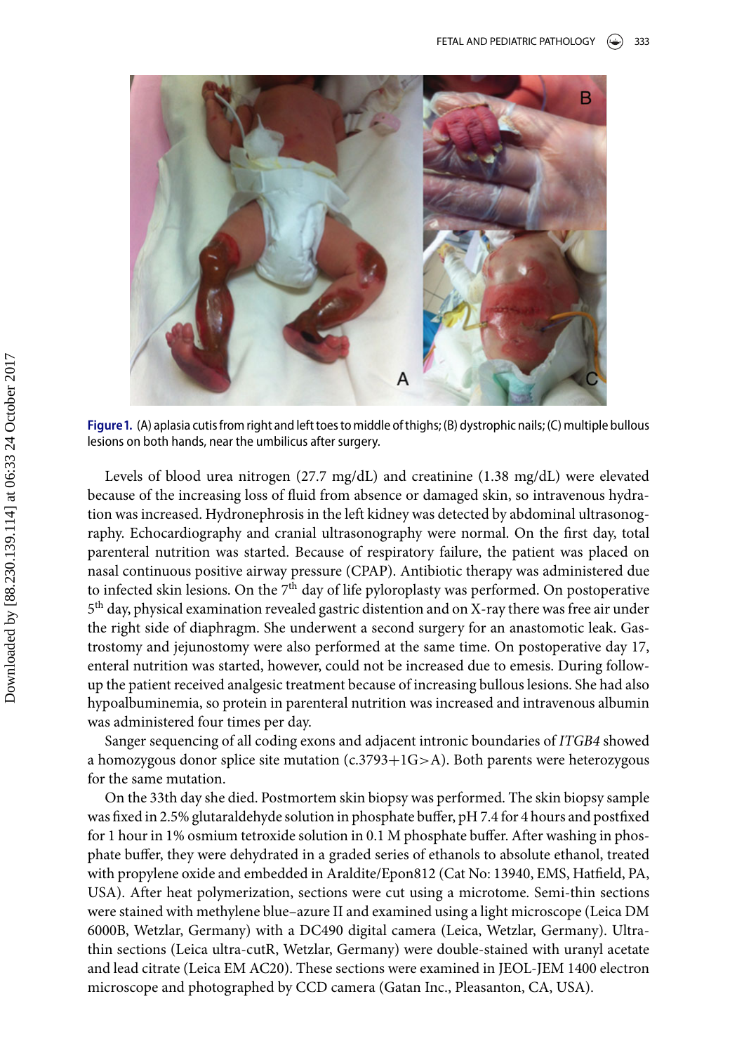Figure 1. (A) aplasia cutis from right and left toes to middle of thighs; (B) dystrophic nails; (C) multiple bullous lesions on both hands, near the umbilicus after surgery.

Levels of blood urea nitrogen (27.7 mg/dL) and creatinine (1.38 mg/dL) were elevated because of the increasing loss of fluid from absence or damaged skin, so intravenous hydration was increased. Hydronephrosis in the left kidney was detected by abdominal ultrasonography. Echocardiography and cranial ultrasonography were normal. On the first day, total parenteral nutrition was started. Because of respiratory failure, the patient was placed on nasal continuous positive airway pressure (CPAP). Antibiotic therapy was administered due to infected skin lesions. On the 7th day of life pyloroplasty was performed. On postoperative 5th day, physical examination revealed gastric distention and on X-ray there was free air under the right side of diaphragm. She underwent a second surgery for an anastomotic leak. Gastrostomy and jejunostomy were also performed at the same time. On postoperative day 17, enteral nutrition was started, however, could not be increased due to emesis. During follow-up the patient received analgesic treatment because of increasing bullous lesions. She had also hypoalbuminemia, so protein in parenteral nutrition was increased and intravenous albumin was administered four times per day.

Sanger sequencing of all coding exons and adjacent intronic boundaries of *ITGB4* showed a homozygous donor splice site mutation (c.3793+1G>A). Both parents were heterozygous for the same mutation.

On the 33th day she died. Postmortem skin biopsy was performed. The skin biopsy sample was fixed in 2.5% glutaraldehyde solution in phosphate buffer, pH 7.4 for 4 hours and postfixed for 1 hour in 1% osmium tetroxide solution in 0.1 M phosphate buffer. After washing in phosphate buffer, they were dehydrated in a graded series of ethanols to absolute ethanol, treated with propylene oxide and embedded in Araldite/Epon812 (Cat No: 13940, EMS, Hatfield, PA, USA). After heat polymerization, sections were cut using a microtome. Semi-thin sections were stained with methylene blue–azure II and examined using a light microscope (Leica DM 6000B, Wetzlar, Germany) with a DC490 digital camera (Leica, Wetzlar, Germany). Ultrathin sections (Leica ultra-cutR, Wetzlar, Germany) were double-stained with uranyl acetate and lead citrate (Leica EM AC20). These sections were examined in JEOL-JEM 1400 electron microscope and photographed by CCD camera (Gatan Inc., Pleasanton, CA, USA).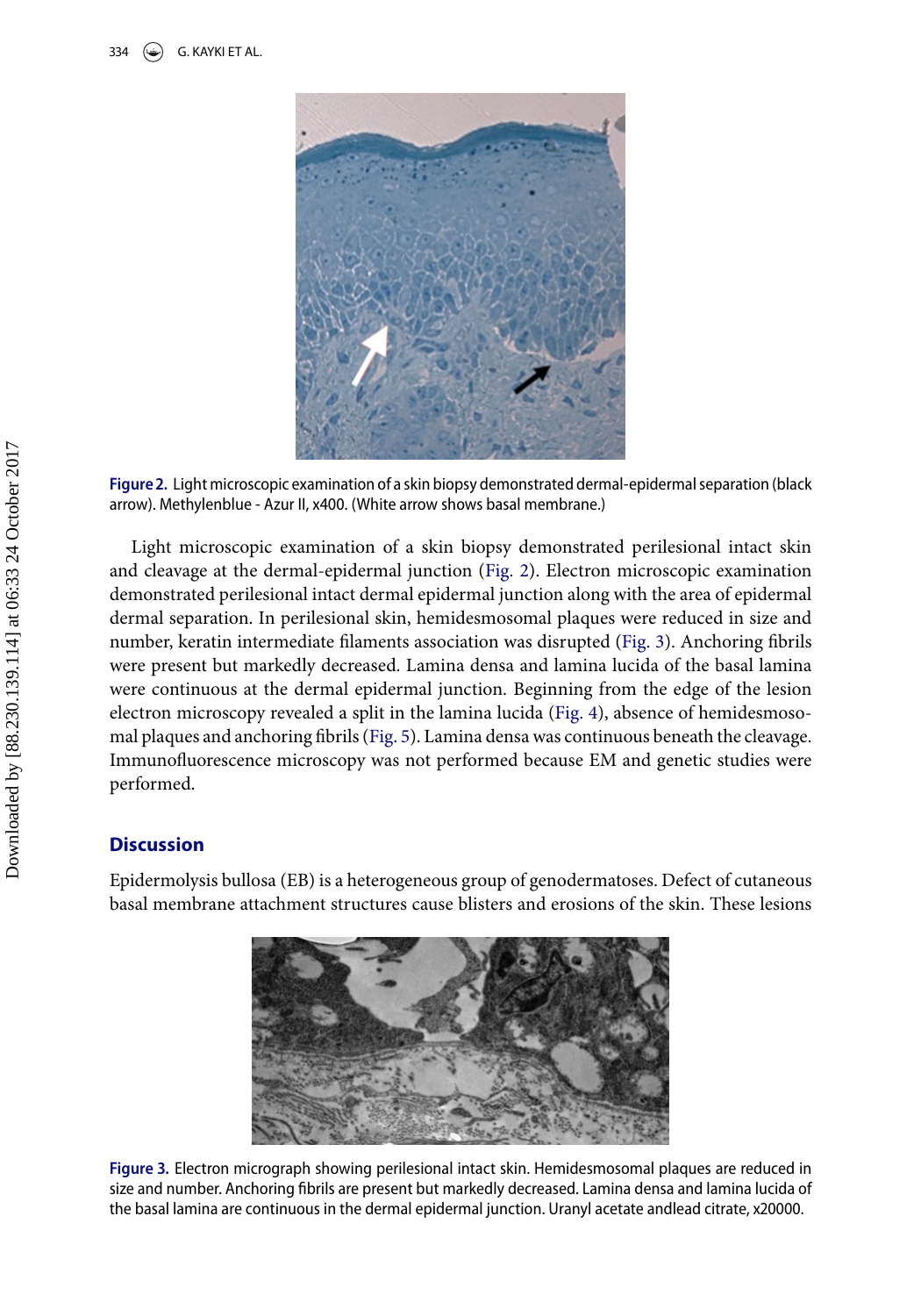Figure 2. Light microscopic examination of a skin biopsy demonstrated dermal-epidermal separation (black arrow). Methylenblue - Azur II, x400. (White arrow shows basal membrane.)

Light microscopic examination of a skin biopsy demonstrated perilesional intact skin and cleavage at the dermal-epidermal junction (Fig. 2). Electron microscopic examination demonstrated perilesional intact dermal epidermal junction along with the area of epidermal dermal separation. In perilesional skin, hemidesmosomal plaques were reduced in size and number, keratin intermediate filaments association was disrupted (Fig. 3). Anchoring fibrils were present but markedly decreased. Lamina densa and lamina lucida of the basal lamina were continuous at the dermal epidermal junction. Beginning from the edge of the lesion electron microscopy revealed a split in the lamina lucida (Fig. 4), absence of hemidesmosomal plaques and anchoring fibrils (Fig. 5). Lamina densa was continuous beneath the cleavage. Immunofluorescence microscopy was not performed because EM and genetic studies were performed.

## Discussion

Epidermolysis bullosa (EB) is a heterogeneous group of genodermatoses. Defect of cutaneous basal membrane attachment structures cause blisters and erosions of the skin. These lesions

Figure 3. Electron micrograph showing perilesional intact skin. Hemidesmosomal plaques are reduced in size and number. Anchoring fibrils are present but markedly decreased. Lamina densa and lamina lucida of the basal lamina are continuous in the dermal epidermal junction. Uranyl acetate andlead citrate, x20000.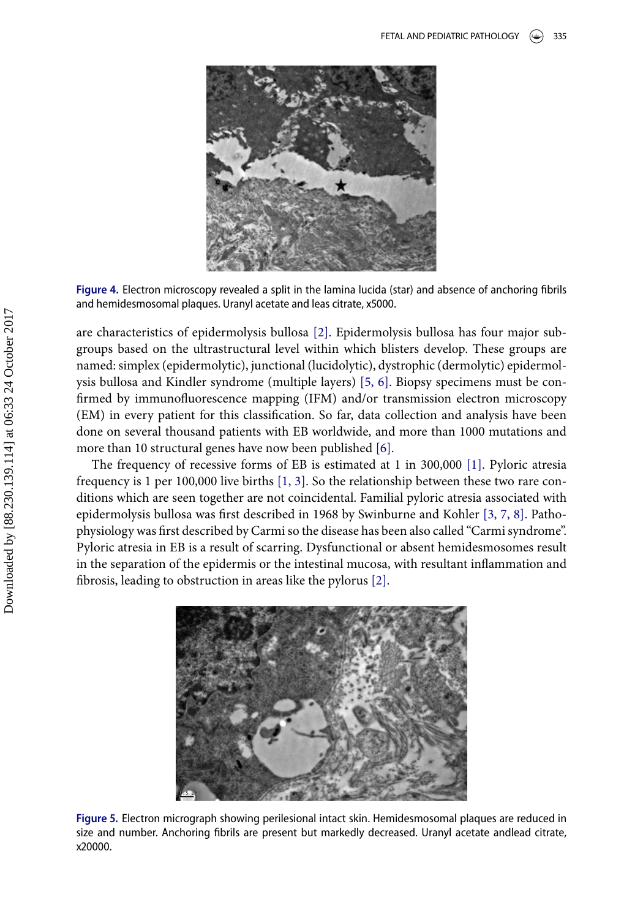Figure 4. Electron microscopy revealed a split in the lamina lucida (star) and absence of anchoring fibrils and hemidesmosomal plaques. Uranyl acetate and leas citrate, x5000.

are characteristics of epidermolysis bullosa [2]. Epidermolysis bullosa has four major subgroups based on the ultrastructural level within which blisters develop. These groups are named: simplex (epidermolytic), junctional (lucidolytic), dystrophic (dermolytic) epidermolysis bullosa and Kindler syndrome (multiple layers) [5, 6]. Biopsy specimens must be confirmed by immunofluorescence mapping (IFM) and/or transmission electron microscopy (EM) in every patient for this classification. So far, data collection and analysis have been done on several thousand patients with EB worldwide, and more than 1000 mutations and more than 10 structural genes have now been published [6].

The frequency of recessive forms of EB is estimated at 1 in 300,000 [1]. Pyloric atresia frequency is 1 per 100,000 live births [1, 3]. So the relationship between these two rare conditions which are seen together are not coincidental. Familial pyloric atresia associated with epidermolysis bullosa was first described in 1968 by Swinburne and Kohler [3, 7, 8]. Pathophysiology was first described by Carmi so the disease has been also called "Carmi syndrome". Pyloric atresia in EB is a result of scarring. Dysfunctional or absent hemidesmosomes result in the separation of the epidermis or the intestinal mucosa, with resultant inflammation and fibrosis, leading to obstruction in areas like the pylorus [2].

Figure 5. Electron micrograph showing perilesional intact skin. Hemidesmosomal plaques are reduced in size and number. Anchoring fibrils are present but markedly decreased. Uranyl acetate andlead citrate, x20000.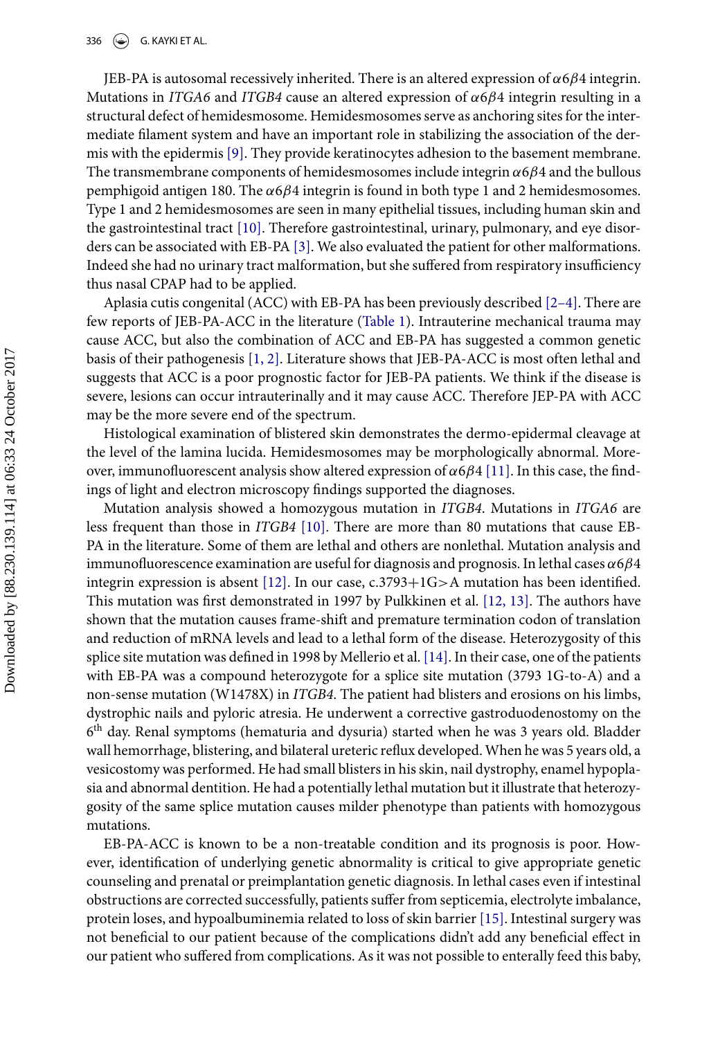JEB-PA is autosomal recessively inherited. There is an altered expression of $\alpha6\beta4$ integrin. Mutations in *ITGA6* and *ITGB4* cause an altered expression of $\alpha6\beta4$ integrin resulting in a structural defect of hemidesmosome. Hemidesmosomes serve as anchoring sites for the intermediate filament system and have an important role in stabilizing the association of the dermis with the epidermis [9]. They provide keratinocytes adhesion to the basement membrane. The transmembrane components of hemidesmosomes include integrin $\alpha6\beta4$ and the bullous pemphigoid antigen 180. The $\alpha6\beta4$ integrin is found in both type 1 and 2 hemidesmosomes. Type 1 and 2 hemidesmosomes are seen in many epithelial tissues, including human skin and the gastrointestinal tract [10]. Therefore gastrointestinal, urinary, pulmonary, and eye disorders can be associated with EB-PA [3]. We also evaluated the patient for other malformations. Indeed she had no urinary tract malformation, but she suffered from respiratory insufficiency thus nasal CPAP had to be applied.

Aplasia cutis congenital (ACC) with EB-PA has been previously described [2–4]. There are few reports of JEB-PA-ACC in the literature (Table 1). Intrauterine mechanical trauma may cause ACC, but also the combination of ACC and EB-PA has suggested a common genetic basis of their pathogenesis [1, 2]. Literature shows that JEB-PA-ACC is most often lethal and suggests that ACC is a poor prognostic factor for JEB-PA patients. We think if the disease is severe, lesions can occur intrauterinally and it may cause ACC. Therefore JEP-PA with ACC may be the more severe end of the spectrum.

Histological examination of blistered skin demonstrates the dermo-epidermal cleavage at the level of the lamina lucida. Hemidesmosomes may be morphologically abnormal. Moreover, immunofluorescent analysis show altered expression of $\alpha6\beta4$ [11]. In this case, the findings of light and electron microscopy findings supported the diagnoses.

Mutation analysis showed a homozygous mutation in *ITGB4*. Mutations in *ITGA6* are less frequent than those in *ITGB4* [10]. There are more than 80 mutations that cause EB-PA in the literature. Some of them are lethal and others are nonlethal. Mutation analysis and immunofluorescence examination are useful for diagnosis and prognosis. In lethal cases $\alpha6\beta4$ integrin expression is absent [12]. In our case, c.3793+1G>A mutation has been identified. This mutation was first demonstrated in 1997 by Pulkkinen et al. [12, 13]. The authors have shown that the mutation causes frame-shift and premature termination codon of translation and reduction of mRNA levels and lead to a lethal form of the disease. Heterozygosity of this splice site mutation was defined in 1998 by Mellerio et al. [14]. In their case, one of the patients with EB-PA was a compound heterozygote for a splice site mutation (3793 1G-to-A) and a non-sense mutation (W1478X) in *ITGB4*. The patient had blisters and erosions on his limbs, dystrophic nails and pyloric atresia. He underwent a corrective gastroduodenostomy on the 6th day. Renal symptoms (hematuria and dysuria) started when he was 3 years old. Bladder wall hemorrhage, blistering, and bilateral ureteric reflux developed. When he was 5 years old, a vesicostomy was performed. He had small blisters in his skin, nail dystrophy, enamel hypoplasia and abnormal dentition. He had a potentially lethal mutation but it illustrate that heterozygosity of the same splice mutation causes milder phenotype than patients with homozygous mutations.

EB-PA-ACC is known to be a non-treatable condition and its prognosis is poor. However, identification of underlying genetic abnormality is critical to give appropriate genetic counseling and prenatal or preimplantation genetic diagnosis. In lethal cases even if intestinal obstructions are corrected successfully, patients suffer from septicemia, electrolyte imbalance, protein loses, and hypoalbuminemia related to loss of skin barrier [15]. Intestinal surgery was not beneficial to our patient because of the complications didn't add any beneficial effect in our patient who suffered from complications. As it was not possible to enterally feed this baby,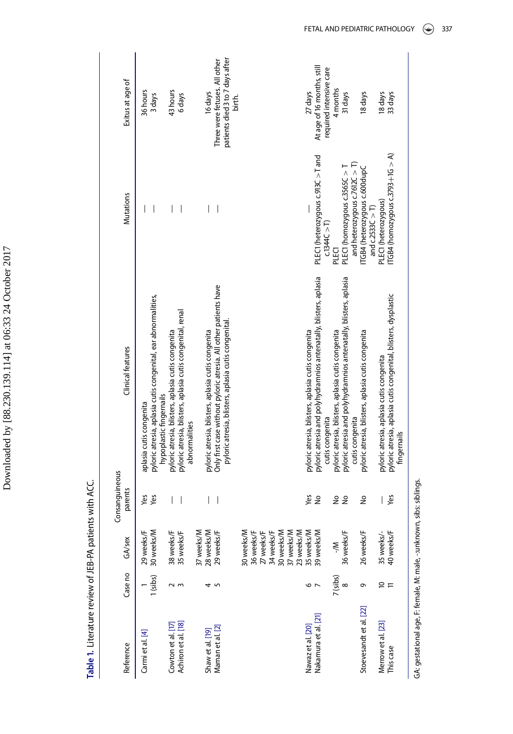**Table 1.** Literature review of JEB-PA patients with ACC.

| Reference | Case no | GA/sex | Consanguineous parents | Clinical features | Mutations | Exitus at age of |
|---|---|---|---|---|---|---|
| Carmi et al. [4] | 1 | 29 weeks/F | Yes | aplasia cutis congenita | — | 36 hours |
| | 1 (sibs) | 30 weeks/M | Yes | pyloric atresia, aplasia cutis congenital, ear abnormalities, hypoplastic fingernails | — | 3 days |
| Cowton et al. [17] | 2 | 38 weeks/F | — | pyloric atresia, blisters, aplasia cutis congenita | — | 43 hours |
| Achiron et al. [18] | 3 | 35 weeks/F | — | pyloric atresia, blisters, aplasia cutis congenital, renal abnormalities | — | 6 days |
| Shaw et al. [19] | 4 | 37 weeks/M | — | pyloric atresia, blisters, aplasia cutis congenita | — | 16 days |
| Maman et al. [2] | 5 | 28 weeks/M<br>29 weeks/F<br>30 weeks/M<br>36 weeks/F<br>27 weeks/F<br>34 weeks/F<br>30 weeks/M<br>37 weeks/M<br>23 weeks/M | — | Only first case without pyloric atresia. All other patients have pyloric atresia, blisters, aplasia cutis congenital. | — | Three were fetuses. All other patients died 3 to 7 days after birth. |
| Nawaz et al. [20] | 6 | 35 weeks/M | Yes | pyloric atresia, blisters, aplasia cutis congenita | — | 27 days |
| Nakamura et al. [21] | 7 | 39 weeks/M | No | pyloric atresia and polyhydramnios antenatally, blisters, aplasia cutis congenita | PLEC1 (heterozygous c.913C > T and c.1344C > T) | At age of 16 months, still required intensive care |
| | 7 (sibs) | -/M | No | pyloric atresia, blisters, aplasia cutis congenita | PLEC1 | 4 months |
| | 8 | 36 weeks/F | No | pyloric atresia and polyhydramnios antenatally, blisters, aplasia cutis congenita | PLEC1 (homozygous c.3565C > T and heterozygous c.7612C > T) | 31 days |
| Stoevesandt et al. [22] | 9 | 26 weeks/F | No | pyloric atresia, blisters, aplasia cutis congenita | ITGB4 (heterozygous c.600dupC and c.2533C > T) | 18 days |
| Merrow et al. [23] | 10 | 35 weeks/- | — | pyloric atresia, aplasia cutis congenita | PLEC1 (heterozygous) | 18 days |
| This case | 11 | 40 weeks/F | Yes | pyloric atresia, aplasia cutis congenital, blisters, dysplastic fingernails | ITGB4 (homozygous c.3793+1G > A) | 33 days |

GA: gestational age, F: female, M: male, -:unknown, sibs: siblings.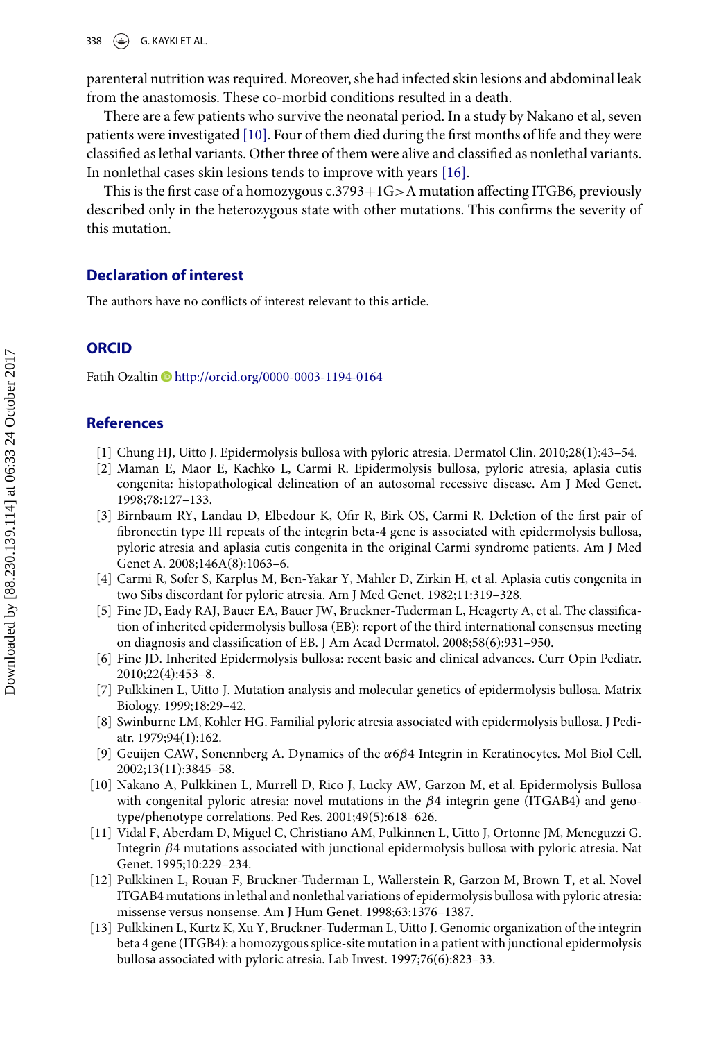parenteral nutrition was required. Moreover, she had infected skin lesions and abdominal leak from the anastomosis. These co-morbid conditions resulted in a death.

There are a few patients who survive the neonatal period. In a study by Nakano et al, seven patients were investigated [10]. Four of them died during the first months of life and they were classified as lethal variants. Other three of them were alive and classified as nonlethal variants. In nonlethal cases skin lesions tends to improve with years [16].

This is the first case of a homozygous c.3793+1G>A mutation affecting ITGB6, previously described only in the heterozygous state with other mutations. This confirms the severity of this mutation.

## Declaration of interest

The authors have no conflicts of interest relevant to this article.

## ORCID

Fatih Ozaltin http://orcid.org/0000-0003-1194-0164

## References

[1] Chung HJ, Uitto J. Epidermolysis bullosa with pyloric atresia. Dermatol Clin. 2010;28(1):43–54.

[2] Maman E, Maor E, Kachko L, Carmi R. Epidermolysis bullosa, pyloric atresia, aplasia cutis congenita: histopathological delineation of an autosomal recessive disease. Am J Med Genet. 1998;78:127–133.

[3] Birnbaum RY, Landau D, Elbedour K, Ofir R, Birk OS, Carmi R. Deletion of the first pair of fibronectin type III repeats of the integrin beta-4 gene is associated with epidermolysis bullosa, pyloric atresia and aplasia cutis congenita in the original Carmi syndrome patients. Am J Med Genet A. 2008;146A(8):1063–6.

[4] Carmi R, Sofer S, Karplus M, Ben-Yakar Y, Mahler D, Zirkin H, et al. Aplasia cutis congenita in two Sibs discordant for pyloric atresia. Am J Med Genet. 1982;11:319–328.

[5] Fine JD, Eady RAJ, Bauer EA, Bauer JW, Bruckner-Tuderman L, Heagerty A, et al. The classification of inherited epidermolysis bullosa (EB): report of the third international consensus meeting on diagnosis and classification of EB. J Am Acad Dermatol. 2008;58(6):931–950.

[6] Fine JD. Inherited Epidermolysis bullosa: recent basic and clinical advances. Curr Opin Pediatr. 2010;22(4):453–8.

[7] Pulkkinen L, Uitto J. Mutation analysis and molecular genetics of epidermolysis bullosa. Matrix Biology. 1999;18:29–42.

[8] Swinburne LM, Kohler HG. Familial pyloric atresia associated with epidermolysis bullosa. J Pediatr. 1979;94(1):162.

[9] Geuijen CAW, Sonennberg A. Dynamics of the $\alpha 6\beta 4$ Integrin in Keratinocytes. Mol Biol Cell. 2002;13(11):3845–58.

[10] Nakano A, Pulkkinen L, Murrell D, Rico J, Lucky AW, Garzon M, et al. Epidermolysis Bullosa with congenital pyloric atresia: novel mutations in the $\beta 4$ integrin gene (ITGAB4) and genotype/phenotype correlations. Ped Res. 2001;49(5):618–626.

[11] Vidal F, Aberdam D, Miguel C, Christiano AM, Pulkinnen L, Uitto J, Ortonne JM, Meneguzzi G. Integrin $\beta 4$ mutations associated with junctional epidermolysis bullosa with pyloric atresia. Nat Genet. 1995;10:229–234.

[12] Pulkkinen L, Rouan F, Bruckner-Tuderman L, Wallerstein R, Garzon M, Brown T, et al. Novel ITGAB4 mutations in lethal and nonlethal variations of epidermolysis bullosa with pyloric atresia: missense versus nonsense. Am J Hum Genet. 1998;63:1376–1387.

[13] Pulkkinen L, Kurtz K, Xu Y, Bruckner-Tuderman L, Uitto J. Genomic organization of the integrin beta 4 gene (ITGB4): a homozygous splice-site mutation in a patient with junctional epidermolysis bullosa associated with pyloric atresia. Lab Invest. 1997;76(6):823–33.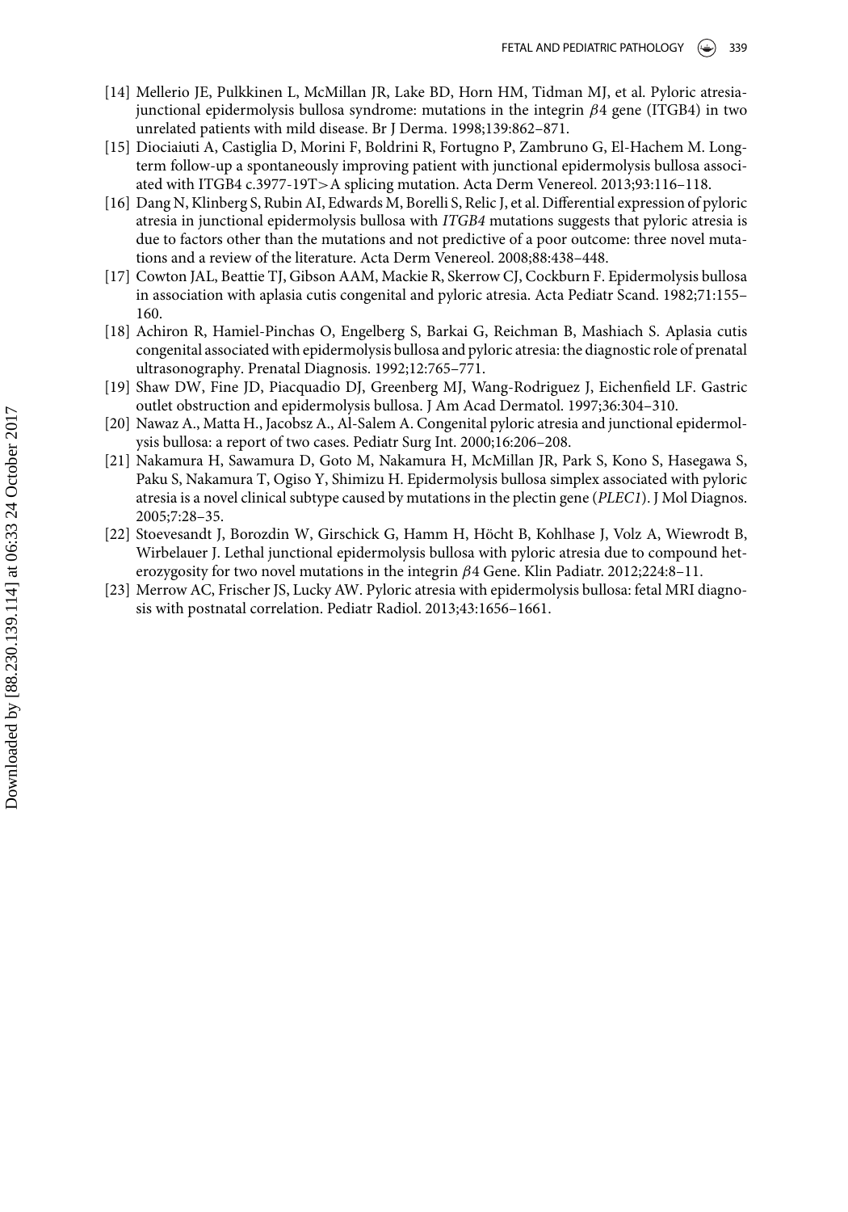[14] Mellerio JE, Pulkkinen L, McMillan JR, Lake BD, Horn HM, Tidman MJ, et al. Pyloric atresia-junctional epidermolysis bullosa syndrome: mutations in the integrin $\beta$4 gene (ITGB4) in two unrelated patients with mild disease. Br J Derma. 1998;139:862–871.

[15] Diociaiuti A, Castiglia D, Morini F, Boldrini R, Fortugno P, Zambruno G, El-Hachem M. Long-term follow-up a spontaneously improving patient with junctional epidermolysis bullosa associated with ITGB4 c.3977-19T>A splicing mutation. Acta Derm Venereol. 2013;93:116–118.

[16] Dang N, Klinberg S, Rubin AI, Edwards M, Borelli S, Relic J, et al. Differential expression of pyloric atresia in junctional epidermolysis bullosa with *ITGB4* mutations suggests that pyloric atresia is due to factors other than the mutations and not predictive of a poor outcome: three novel mutations and a review of the literature. Acta Derm Venereol. 2008;88:438–448.

[17] Cowton JAL, Beattie TJ, Gibson AAM, Mackie R, Skerrow CJ, Cockburn F. Epidermolysis bullosa in association with aplasia cutis congenital and pyloric atresia. Acta Pediatr Scand. 1982;71:155–160.

[18] Achiron R, Hamiel-Pinchas O, Engelberg S, Barkai G, Reichman B, Mashiach S. Aplasia cutis congenital associated with epidermolysis bullosa and pyloric atresia: the diagnostic role of prenatal ultrasonography. Prenatal Diagnosis. 1992;12:765–771.

[19] Shaw DW, Fine JD, Piacquadio DJ, Greenberg MJ, Wang-Rodriguez J, Eichenfield LF. Gastric outlet obstruction and epidermolysis bullosa. J Am Acad Dermatol. 1997;36:304–310.

[20] Nawaz A., Matta H., Jacobsz A., Al-Salem A. Congenital pyloric atresia and junctional epidermolysis bullosa: a report of two cases. Pediatr Surg Int. 2000;16:206–208.

[21] Nakamura H, Sawamura D, Goto M, Nakamura H, McMillan JR, Park S, Kono S, Hasegawa S, Paku S, Nakamura T, Ogiso Y, Shimizu H. Epidermolysis bullosa simplex associated with pyloric atresia is a novel clinical subtype caused by mutations in the plectin gene (*PLEC1*). J Mol Diagnos. 2005;7:28–35.

[22] Stoevesandt J, Borozdin W, Girschick G, Hamm H, Höcht B, Kohlhase J, Volz A, Wiewrodt B, Wirbelauer J. Lethal junctional epidermolysis bullosa with pyloric atresia due to compound heterozygosity for two novel mutations in the integrin $\beta$4 Gene. Klin Padiatr. 2012;224:8–11.

[23] Merrow AC, Frischer JS, Lucky AW. Pyloric atresia with epidermolysis bullosa: fetal MRI diagnosis with postnatal correlation. Pediatr Radiol. 2013;43:1656–1661.